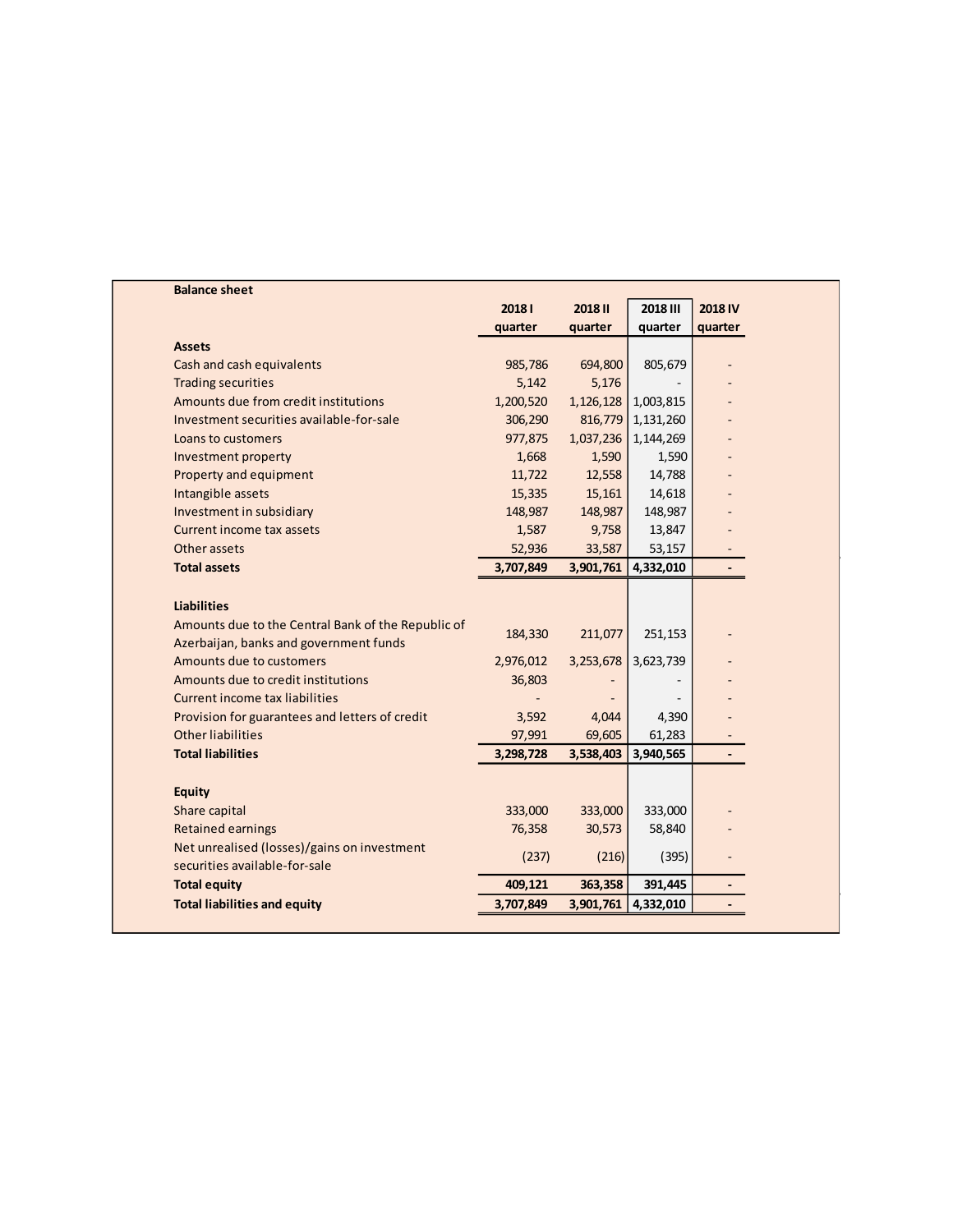## Balance sheet

| | 2018 I quarter | 2018 II quarter | 2018 III quarter | 2018 IV quarter |
|---|---|---|---|---|
| **Assets** | | | | |
| Cash and cash equivalents | 985,786 | 694,800 | 805,679 | - |
| Trading securities | 5,142 | 5,176 | - | - |
| Amounts due from credit institutions | 1,200,520 | 1,126,128 | 1,003,815 | - |
| Investment securities available-for-sale | 306,290 | 816,779 | 1,131,260 | - |
| Loans to customers | 977,875 | 1,037,236 | 1,144,269 | - |
| Investment property | 1,668 | 1,590 | 1,590 | - |
| Property and equipment | 11,722 | 12,558 | 14,788 | - |
| Intangible assets | 15,335 | 15,161 | 14,618 | - |
| Investment in subsidiary | 148,987 | 148,987 | 148,987 | - |
| Current income tax assets | 1,587 | 9,758 | 13,847 | - |
| Other assets | 52,936 | 33,587 | 53,157 | - |
| **Total assets** | **3,707,849** | **3,901,761** | **4,332,010** | **-** |
| **Liabilities** | | | | |
| Amounts due to the Central Bank of the Republic of Azerbaijan, banks and government funds | 184,330 | 211,077 | 251,153 | - |
| Amounts due to customers | 2,976,012 | 3,253,678 | 3,623,739 | - |
| Amounts due to credit institutions | 36,803 | - | - | - |
| Current income tax liabilities | - | - | - | - |
| Provision for guarantees and letters of credit | 3,592 | 4,044 | 4,390 | - |
| Other liabilities | 97,991 | 69,605 | 61,283 | - |
| **Total liabilities** | **3,298,728** | **3,538,403** | **3,940,565** | **-** |
| **Equity** | | | | |
| Share capital | 333,000 | 333,000 | 333,000 | - |
| Retained earnings | 76,358 | 30,573 | 58,840 | - |
| Net unrealised (losses)/gains on investment securities available-for-sale | (237) | (216) | (395) | - |
| **Total equity** | **409,121** | **363,358** | **391,445** | **-** |
| **Total liabilities and equity** | **3,707,849** | **3,901,761** | **4,332,010** | **-** |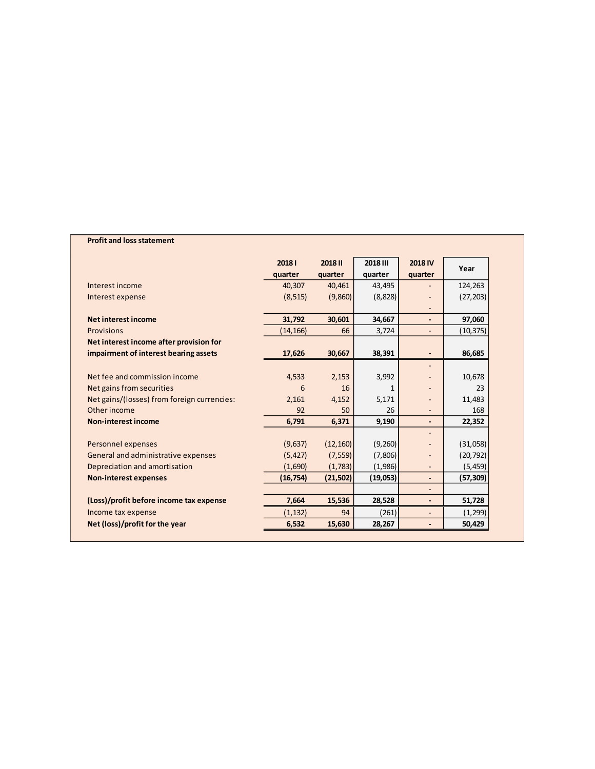**Profit and loss statement**

| | 2018 I quarter | 2018 II quarter | 2018 III quarter | 2018 IV quarter | Year |
|---|---|---|---|---|---|
| Interest income | 40,307 | 40,461 | 43,495 | - | 124,263 |
| Interest expense | (8,515) | (9,860) | (8,828) | - | (27,203) |
| | | | | - | |
| **Net interest income** | **31,792** | **30,601** | **34,667** | **-** | **97,060** |
| Provisions | (14,166) | 66 | 3,724 | - | (10,375) |
| **Net interest income after provision for impairment of interest bearing assets** | **17,626** | **30,667** | **38,391** | **-** | **86,685** |
| | | | | - | |
| Net fee and commission income | 4,533 | 2,153 | 3,992 | - | 10,678 |
| Net gains from securities | 6 | 16 | 1 | - | 23 |
| Net gains/(losses) from foreign currencies: | 2,161 | 4,152 | 5,171 | - | 11,483 |
| Other income | 92 | 50 | 26 | - | 168 |
| **Non-interest income** | **6,791** | **6,371** | **9,190** | **-** | **22,352** |
| | | | | - | |
| Personnel expenses | (9,637) | (12,160) | (9,260) | - | (31,058) |
| General and administrative expenses | (5,427) | (7,559) | (7,806) | - | (20,792) |
| Depreciation and amortisation | (1,690) | (1,783) | (1,986) | - | (5,459) |
| **Non-interest expenses** | **(16,754)** | **(21,502)** | **(19,053)** | **-** | **(57,309)** |
| | | | | - | |
| **(Loss)/profit before income tax expense** | **7,664** | **15,536** | **28,528** | **-** | **51,728** |
| Income tax expense | (1,132) | 94 | (261) | - | (1,299) |
| **Net (loss)/profit for the year** | **6,532** | **15,630** | **28,267** | **-** | **50,429** |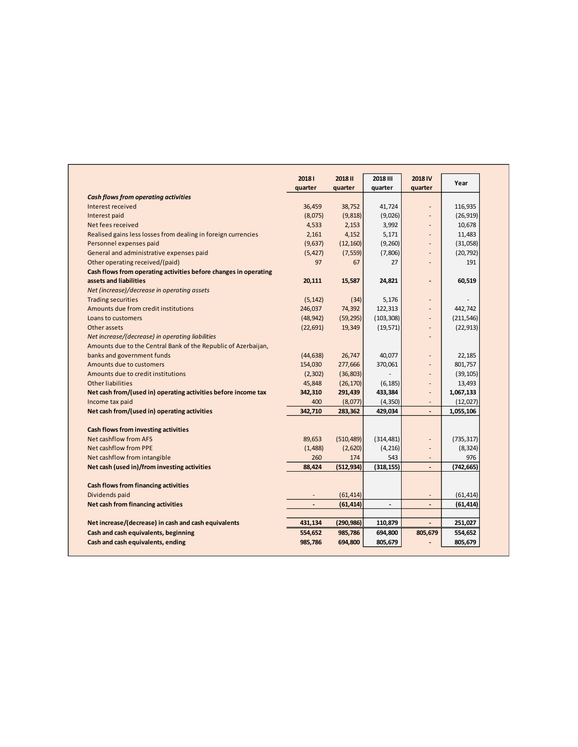| | 2018 I quarter | 2018 II quarter | 2018 III quarter | 2018 IV quarter | Year |
|---|---|---|---|---|---|
| ***Cash flows from operating activities*** | | | | | |
| Interest received | 36,459 | 38,752 | 41,724 | - | 116,935 |
| Interest paid | (8,075) | (9,818) | (9,026) | - | (26,919) |
| Net fees received | 4,533 | 2,153 | 3,992 | - | 10,678 |
| Realised gains less losses from dealing in foreign currencies | 2,161 | 4,152 | 5,171 | - | 11,483 |
| Personnel expenses paid | (9,637) | (12,160) | (9,260) | - | (31,058) |
| General and administrative expenses paid | (5,427) | (7,559) | (7,806) | - | (20,792) |
| Other operating received/(paid) | 97 | 67 | 27 | - | 191 |
| **Cash flows from operating activities before changes in operating assets and liabilities** | **20,111** | **15,587** | **24,821** | **-** | **60,519** |
| *Net (increase)/decrease in operating assets* | | | | | |
| Trading securities | (5,142) | (34) | 5,176 | - | - |
| Amounts due from credit institutions | 246,037 | 74,392 | 122,313 | - | 442,742 |
| Loans to customers | (48,942) | (59,295) | (103,308) | - | (211,546) |
| Other assets | (22,691) | 19,349 | (19,571) | - | (22,913) |
| *Net increase/(decrease) in operating liabilities* | | | | - | |
| Amounts due to the Central Bank of the Republic of Azerbaijan, banks and government funds | (44,638) | 26,747 | 40,077 | - | 22,185 |
| Amounts due to customers | 154,030 | 277,666 | 370,061 | - | 801,757 |
| Amounts due to credit institutions | (2,302) | (36,803) | - | - | (39,105) |
| Other liabilities | 45,848 | (26,170) | (6,185) | - | 13,493 |
| **Net cash from/(used in) operating activities before income tax** | **342,310** | **291,439** | **433,384** | **-** | **1,067,133** |
| Income tax paid | 400 | (8,077) | (4,350) | - | (12,027) |
| **Net cash from/(used in) operating activities** | **342,710** | **283,362** | **429,034** | **-** | **1,055,106** |
| | | | | | |
| **Cash flows from investing activities** | | | | | |
| Net cashflow from AFS | 89,653 | (510,489) | (314,481) | - | (735,317) |
| Net cashflow from PPE | (1,488) | (2,620) | (4,216) | - | (8,324) |
| Net cashflow from intangible | 260 | 174 | 543 | - | 976 |
| **Net cash (used in)/from investing activities** | **88,424** | **(512,934)** | **(318,155)** | **-** | **(742,665)** |
| | | | | | |
| **Cash flows from financing activities** | | | | | |
| Dividends paid | - | (61,414) | | - | (61,414) |
| **Net cash from financing activities** | **-** | **(61,414)** | **-** | **-** | **(61,414)** |
| | | | | | |
| **Net increase/(decrease) in cash and cash equivalents** | **431,134** | **(290,986)** | **110,879** | **-** | **251,027** |
| **Cash and cash equivalents, beginning** | **554,652** | **985,786** | **694,800** | **805,679** | **554,652** |
| **Cash and cash equivalents, ending** | **985,786** | **694,800** | **805,679** | **-** | **805,679** |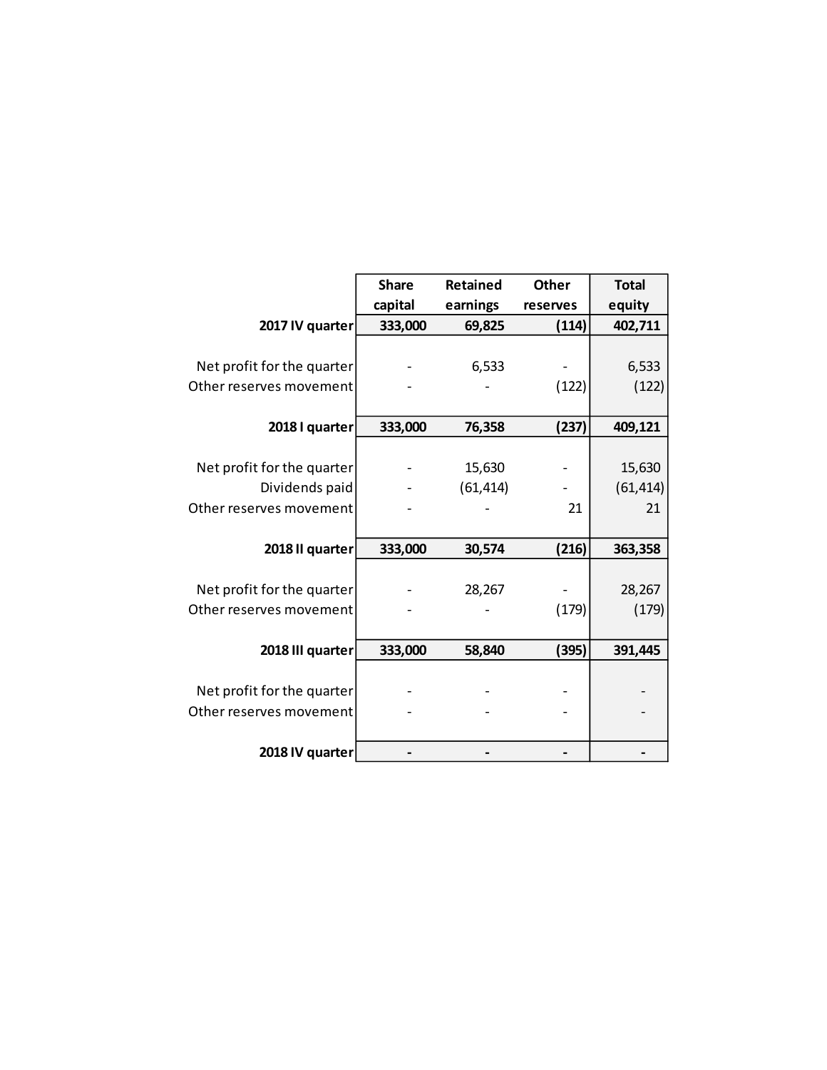| | Share capital | Retained earnings | Other reserves | Total equity |
|---|---|---|---|---|
| **2017 IV quarter** | **333,000** | **69,825** | **(114)** | **402,711** |
| Net profit for the quarter | - | 6,533 | - | 6,533 |
| Other reserves movement | - | - | (122) | (122) |
| **2018 I quarter** | **333,000** | **76,358** | **(237)** | **409,121** |
| Net profit for the quarter | - | 15,630 | - | 15,630 |
| Dividends paid | - | (61,414) | - | (61,414) |
| Other reserves movement | - | - | 21 | 21 |
| **2018 II quarter** | **333,000** | **30,574** | **(216)** | **363,358** |
| Net profit for the quarter | - | 28,267 | - | 28,267 |
| Other reserves movement | - | - | (179) | (179) |
| **2018 III quarter** | **333,000** | **58,840** | **(395)** | **391,445** |
| Net profit for the quarter | - | - | - | - |
| Other reserves movement | - | - | - | - |
| **2018 IV quarter** | **-** | **-** | **-** | **-** |